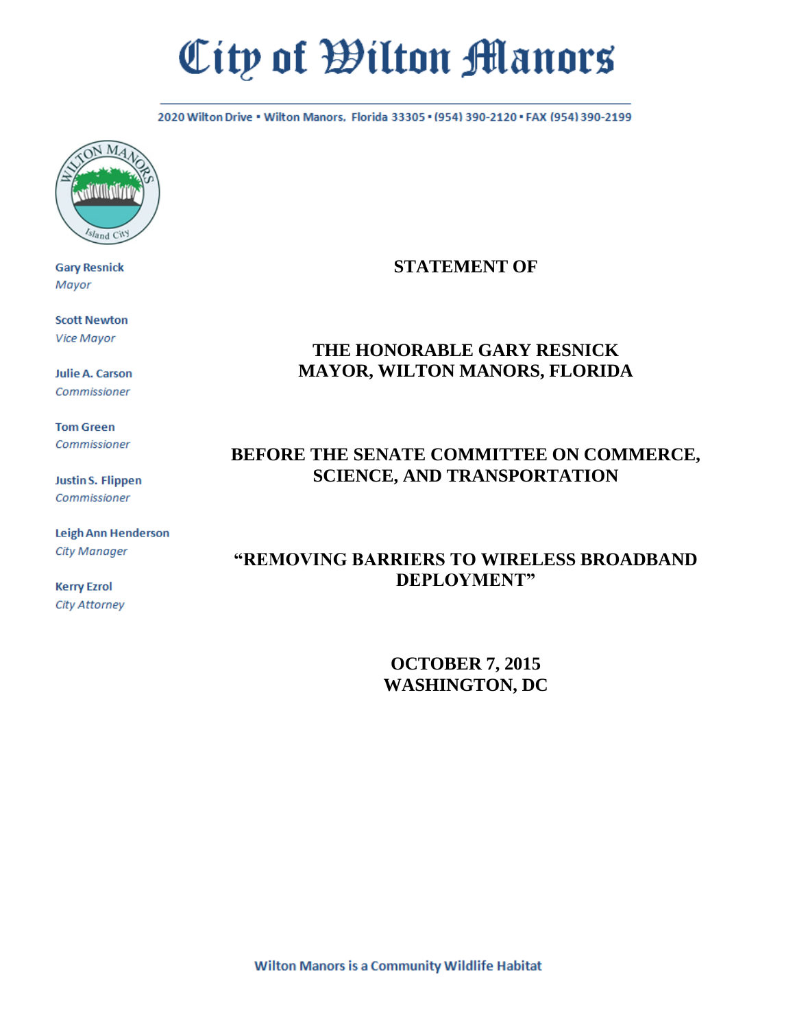# City of Wilton Manors

2020 Wilton Drive • Wilton Manors. Florida 33305 • (954) 390-2120 • FAX (954) 390-2199

**Gary Resnick**
*Mayor*

**Scott Newton**
*Vice Mayor*

**Julie A. Carson**
*Commissioner*

**Tom Green**
*Commissioner*

**Justin S. Flippen**
*Commissioner*

**Leigh Ann Henderson**
*City Manager*

**Kerry Ezrol**
*City Attorney*

**STATEMENT OF**

**THE HONORABLE GARY RESNICK**
**MAYOR, WILTON MANORS, FLORIDA**

**BEFORE THE SENATE COMMITTEE ON COMMERCE, SCIENCE, AND TRANSPORTATION**

**"REMOVING BARRIERS TO WIRELESS BROADBAND DEPLOYMENT"**

**OCTOBER 7, 2015**
**WASHINGTON, DC**

Wilton Manors is a Community Wildlife Habitat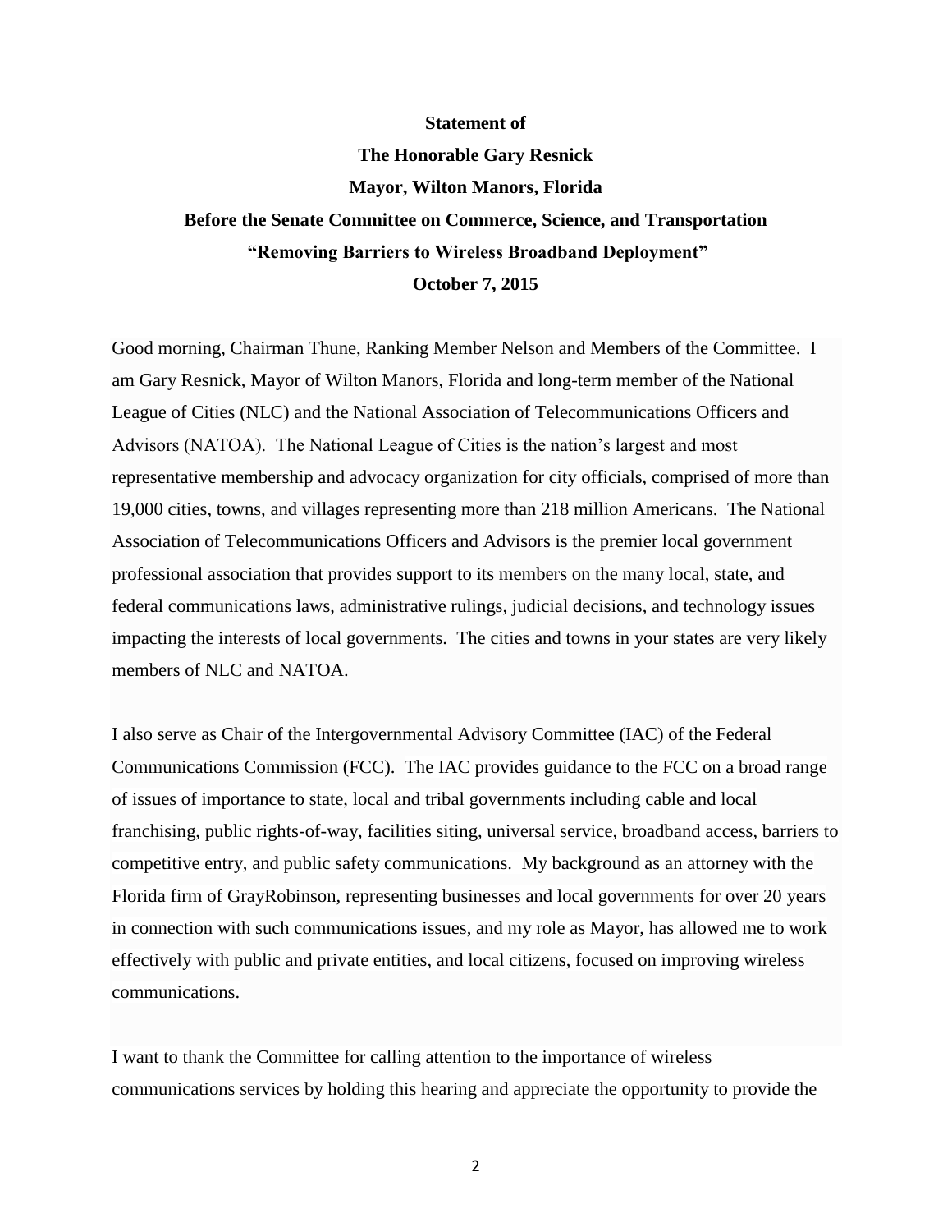**Statement of**

**The Honorable Gary Resnick**

**Mayor, Wilton Manors, Florida**

**Before the Senate Committee on Commerce, Science, and Transportation**

**"Removing Barriers to Wireless Broadband Deployment"**

**October 7, 2015**

Good morning, Chairman Thune, Ranking Member Nelson and Members of the Committee. I am Gary Resnick, Mayor of Wilton Manors, Florida and long-term member of the National League of Cities (NLC) and the National Association of Telecommunications Officers and Advisors (NATOA). The National League of Cities is the nation's largest and most representative membership and advocacy organization for city officials, comprised of more than 19,000 cities, towns, and villages representing more than 218 million Americans. The National Association of Telecommunications Officers and Advisors is the premier local government professional association that provides support to its members on the many local, state, and federal communications laws, administrative rulings, judicial decisions, and technology issues impacting the interests of local governments. The cities and towns in your states are very likely members of NLC and NATOA.

I also serve as Chair of the Intergovernmental Advisory Committee (IAC) of the Federal Communications Commission (FCC). The IAC provides guidance to the FCC on a broad range of issues of importance to state, local and tribal governments including cable and local franchising, public rights-of-way, facilities siting, universal service, broadband access, barriers to competitive entry, and public safety communications. My background as an attorney with the Florida firm of GrayRobinson, representing businesses and local governments for over 20 years in connection with such communications issues, and my role as Mayor, has allowed me to work effectively with public and private entities, and local citizens, focused on improving wireless communications.

I want to thank the Committee for calling attention to the importance of wireless communications services by holding this hearing and appreciate the opportunity to provide the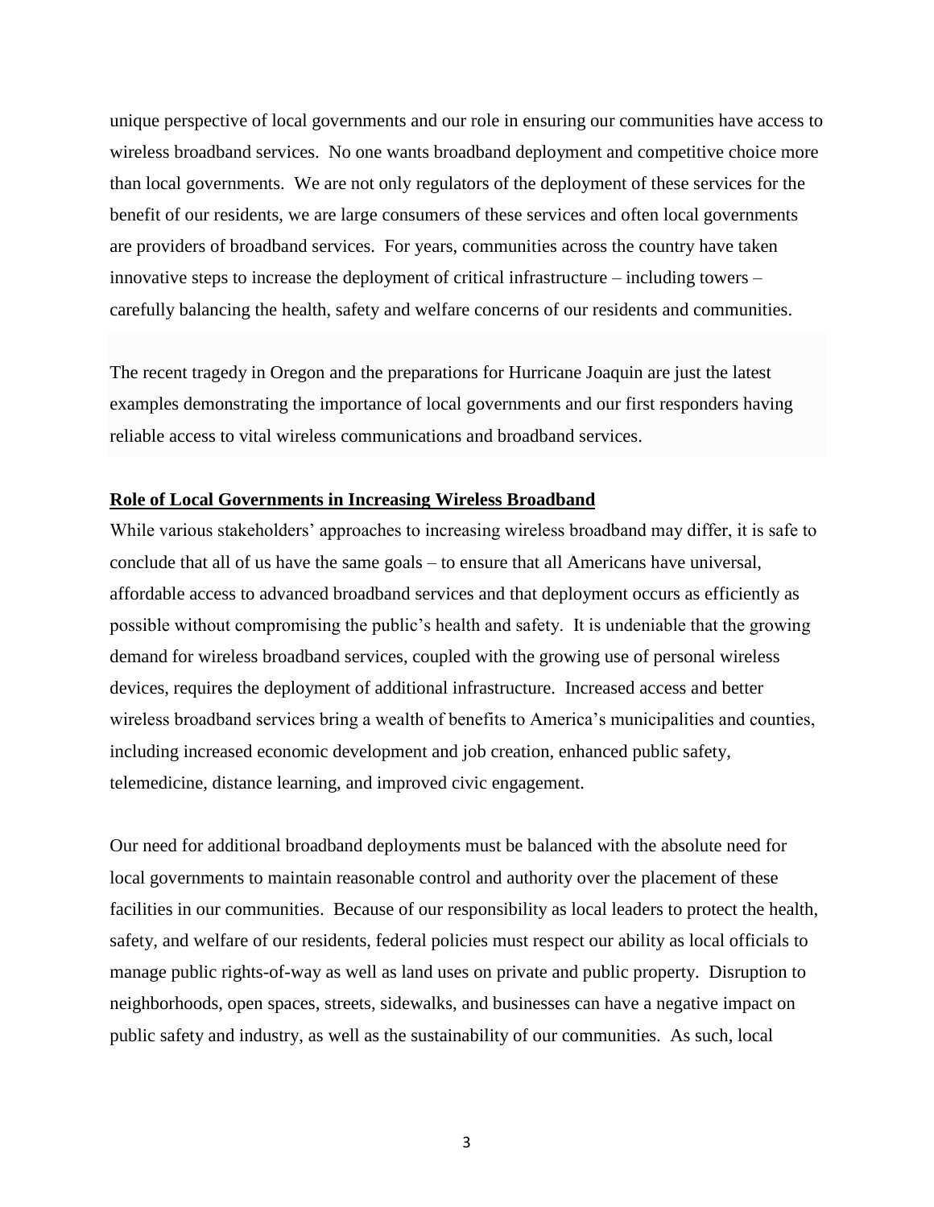unique perspective of local governments and our role in ensuring our communities have access to wireless broadband services. No one wants broadband deployment and competitive choice more than local governments. We are not only regulators of the deployment of these services for the benefit of our residents, we are large consumers of these services and often local governments are providers of broadband services. For years, communities across the country have taken innovative steps to increase the deployment of critical infrastructure – including towers – carefully balancing the health, safety and welfare concerns of our residents and communities.

The recent tragedy in Oregon and the preparations for Hurricane Joaquin are just the latest examples demonstrating the importance of local governments and our first responders having reliable access to vital wireless communications and broadband services.

**Role of Local Governments in Increasing Wireless Broadband**

While various stakeholders' approaches to increasing wireless broadband may differ, it is safe to conclude that all of us have the same goals – to ensure that all Americans have universal, affordable access to advanced broadband services and that deployment occurs as efficiently as possible without compromising the public's health and safety. It is undeniable that the growing demand for wireless broadband services, coupled with the growing use of personal wireless devices, requires the deployment of additional infrastructure. Increased access and better wireless broadband services bring a wealth of benefits to America's municipalities and counties, including increased economic development and job creation, enhanced public safety, telemedicine, distance learning, and improved civic engagement.

Our need for additional broadband deployments must be balanced with the absolute need for local governments to maintain reasonable control and authority over the placement of these facilities in our communities. Because of our responsibility as local leaders to protect the health, safety, and welfare of our residents, federal policies must respect our ability as local officials to manage public rights-of-way as well as land uses on private and public property. Disruption to neighborhoods, open spaces, streets, sidewalks, and businesses can have a negative impact on public safety and industry, as well as the sustainability of our communities. As such, local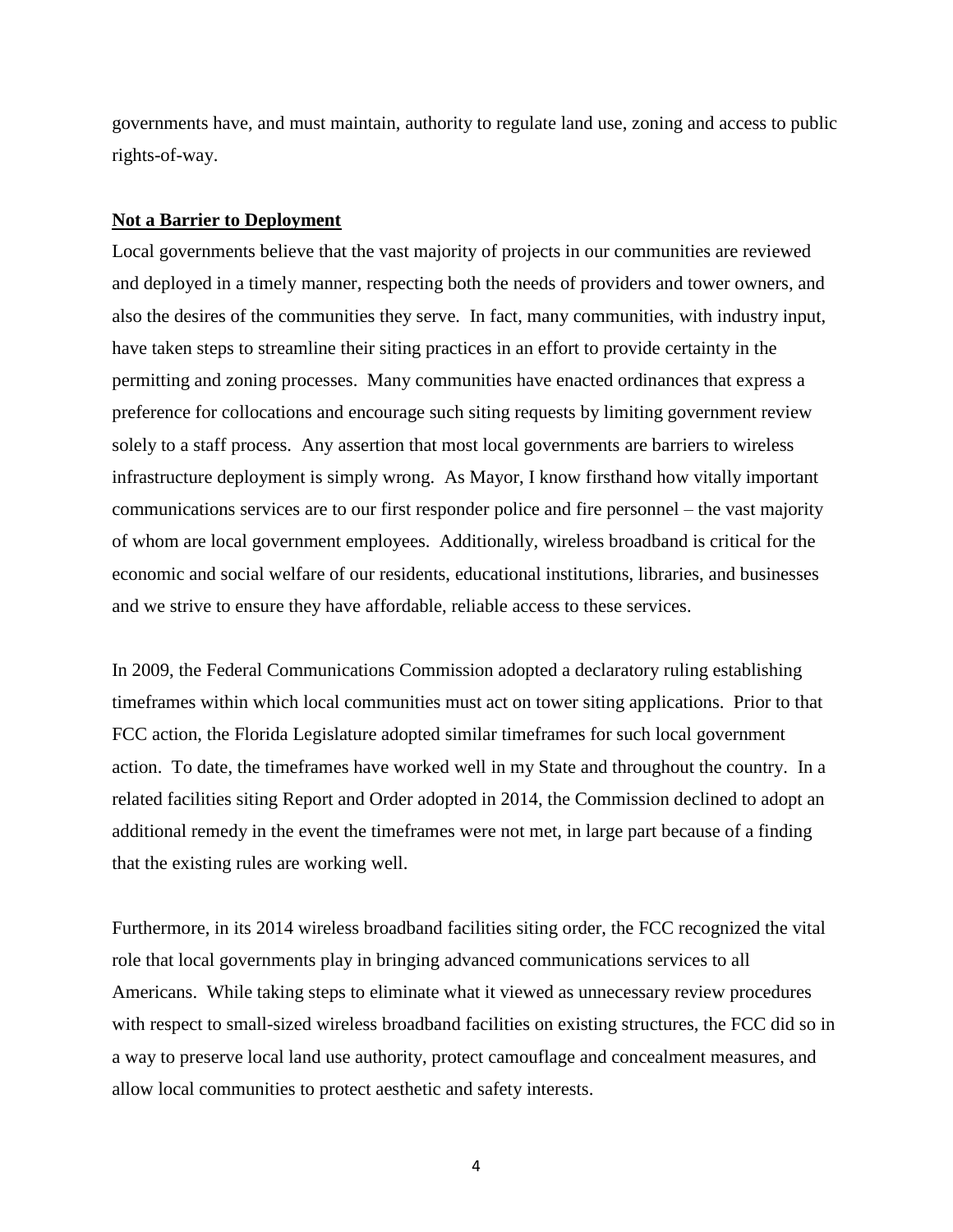governments have, and must maintain, authority to regulate land use, zoning and access to public rights-of-way.

**Not a Barrier to Deployment**

Local governments believe that the vast majority of projects in our communities are reviewed and deployed in a timely manner, respecting both the needs of providers and tower owners, and also the desires of the communities they serve. In fact, many communities, with industry input, have taken steps to streamline their siting practices in an effort to provide certainty in the permitting and zoning processes. Many communities have enacted ordinances that express a preference for collocations and encourage such siting requests by limiting government review solely to a staff process. Any assertion that most local governments are barriers to wireless infrastructure deployment is simply wrong. As Mayor, I know firsthand how vitally important communications services are to our first responder police and fire personnel – the vast majority of whom are local government employees. Additionally, wireless broadband is critical for the economic and social welfare of our residents, educational institutions, libraries, and businesses and we strive to ensure they have affordable, reliable access to these services.

In 2009, the Federal Communications Commission adopted a declaratory ruling establishing timeframes within which local communities must act on tower siting applications. Prior to that FCC action, the Florida Legislature adopted similar timeframes for such local government action. To date, the timeframes have worked well in my State and throughout the country. In a related facilities siting Report and Order adopted in 2014, the Commission declined to adopt an additional remedy in the event the timeframes were not met, in large part because of a finding that the existing rules are working well.

Furthermore, in its 2014 wireless broadband facilities siting order, the FCC recognized the vital role that local governments play in bringing advanced communications services to all Americans. While taking steps to eliminate what it viewed as unnecessary review procedures with respect to small-sized wireless broadband facilities on existing structures, the FCC did so in a way to preserve local land use authority, protect camouflage and concealment measures, and allow local communities to protect aesthetic and safety interests.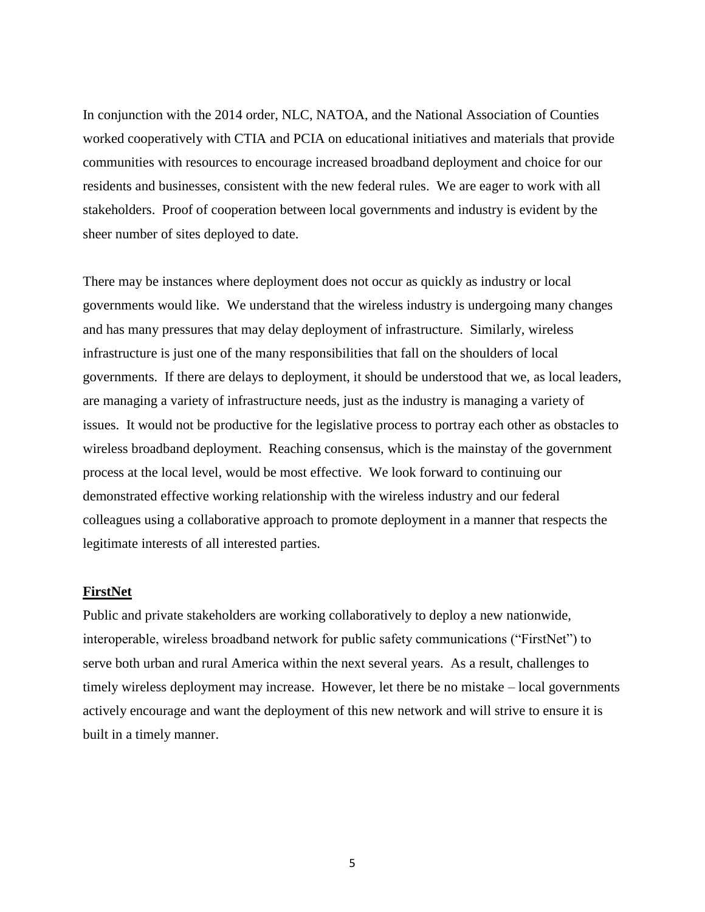In conjunction with the 2014 order, NLC, NATOA, and the National Association of Counties worked cooperatively with CTIA and PCIA on educational initiatives and materials that provide communities with resources to encourage increased broadband deployment and choice for our residents and businesses, consistent with the new federal rules. We are eager to work with all stakeholders. Proof of cooperation between local governments and industry is evident by the sheer number of sites deployed to date.

There may be instances where deployment does not occur as quickly as industry or local governments would like. We understand that the wireless industry is undergoing many changes and has many pressures that may delay deployment of infrastructure. Similarly, wireless infrastructure is just one of the many responsibilities that fall on the shoulders of local governments. If there are delays to deployment, it should be understood that we, as local leaders, are managing a variety of infrastructure needs, just as the industry is managing a variety of issues. It would not be productive for the legislative process to portray each other as obstacles to wireless broadband deployment. Reaching consensus, which is the mainstay of the government process at the local level, would be most effective. We look forward to continuing our demonstrated effective working relationship with the wireless industry and our federal colleagues using a collaborative approach to promote deployment in a manner that respects the legitimate interests of all interested parties.

**FirstNet**

Public and private stakeholders are working collaboratively to deploy a new nationwide, interoperable, wireless broadband network for public safety communications ("FirstNet") to serve both urban and rural America within the next several years. As a result, challenges to timely wireless deployment may increase. However, let there be no mistake – local governments actively encourage and want the deployment of this new network and will strive to ensure it is built in a timely manner.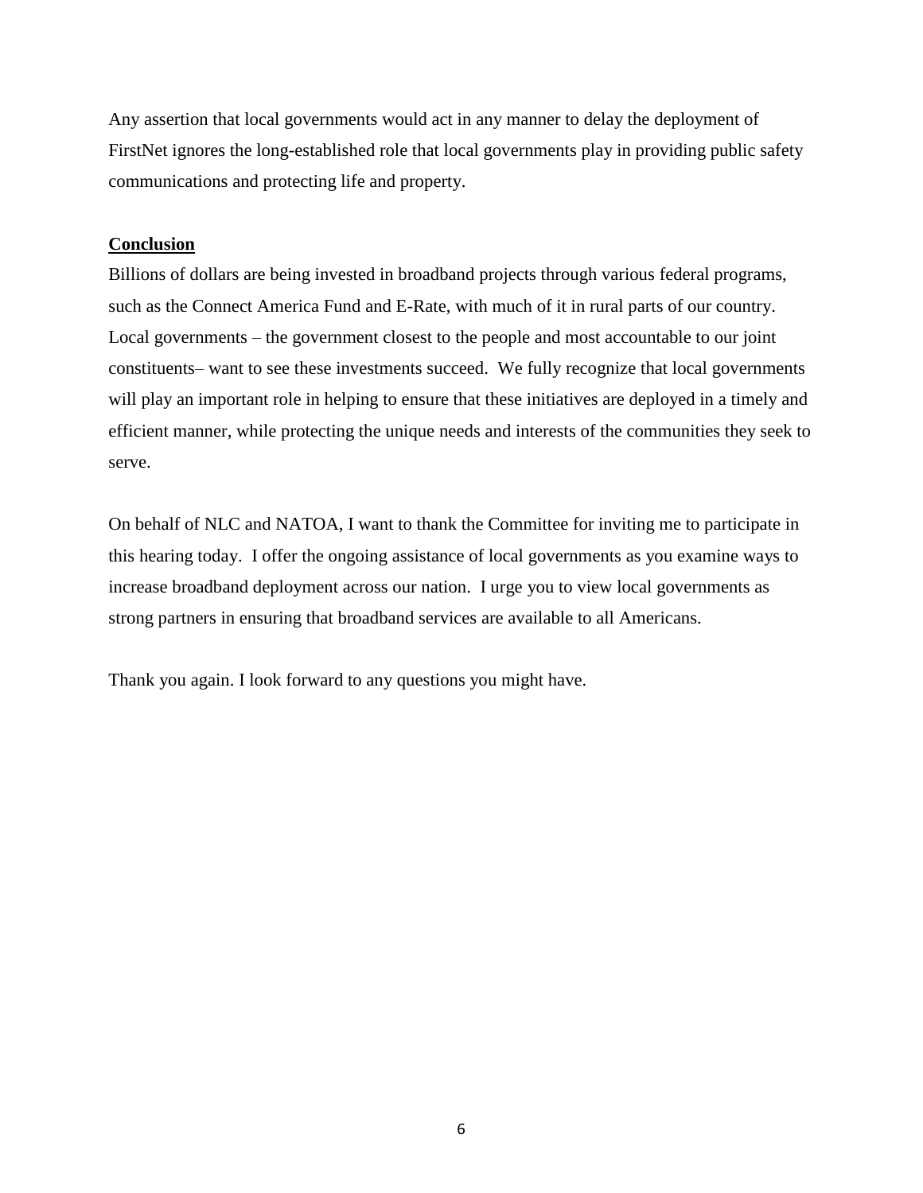Any assertion that local governments would act in any manner to delay the deployment of FirstNet ignores the long-established role that local governments play in providing public safety communications and protecting life and property.

## Conclusion

Billions of dollars are being invested in broadband projects through various federal programs, such as the Connect America Fund and E-Rate, with much of it in rural parts of our country. Local governments – the government closest to the people and most accountable to our joint constituents– want to see these investments succeed. We fully recognize that local governments will play an important role in helping to ensure that these initiatives are deployed in a timely and efficient manner, while protecting the unique needs and interests of the communities they seek to serve.

On behalf of NLC and NATOA, I want to thank the Committee for inviting me to participate in this hearing today. I offer the ongoing assistance of local governments as you examine ways to increase broadband deployment across our nation. I urge you to view local governments as strong partners in ensuring that broadband services are available to all Americans.

Thank you again. I look forward to any questions you might have.